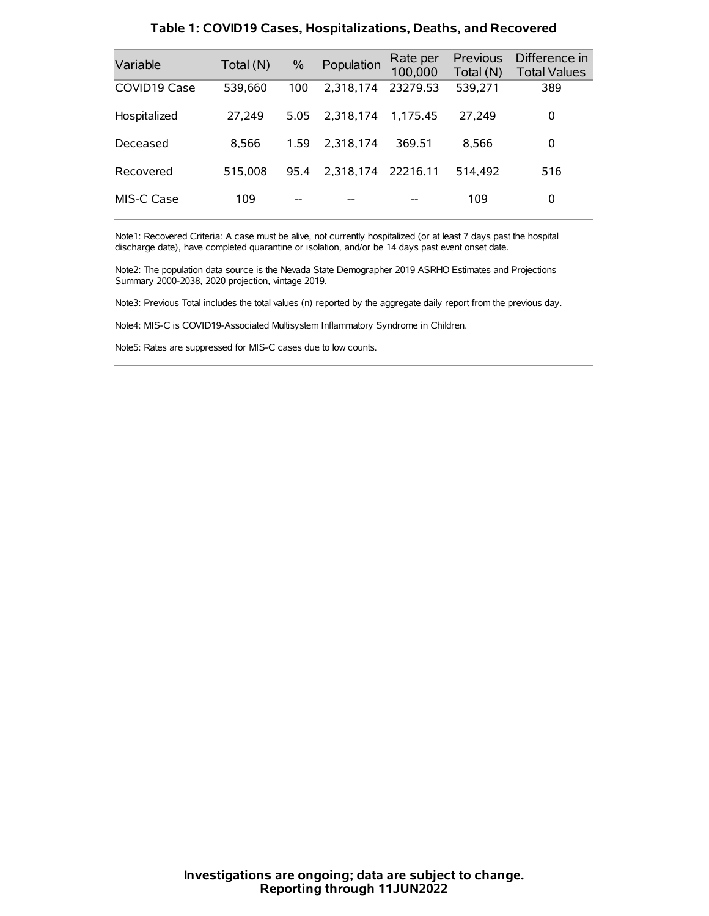## Table 1: COVID19 Cases, Hospitalizations, Deaths, and Recovered

| Variable | Total (N) | % | Population | Rate per 100,000 | Previous Total (N) | Difference in Total Values |
|---|---|---|---|---|---|---|
| COVID19 Case | 539,660 | 100 | 2,318,174 | 23279.53 | 539,271 | 389 |
| Hospitalized | 27,249 | 5.05 | 2,318,174 | 1,175.45 | 27,249 | 0 |
| Deceased | 8,566 | 1.59 | 2,318,174 | 369.51 | 8,566 | 0 |
| Recovered | 515,008 | 95.4 | 2,318,174 | 22216.11 | 514,492 | 516 |
| MIS-C Case | 109 | -- | -- | -- | 109 | 0 |

Note1: Recovered Criteria: A case must be alive, not currently hospitalized (or at least 7 days past the hospital discharge date), have completed quarantine or isolation, and/or be 14 days past event onset date.

Note2: The population data source is the Nevada State Demographer 2019 ASRHO Estimates and Projections Summary 2000-2038, 2020 projection, vintage 2019.

Note3: Previous Total includes the total values (n) reported by the aggregate daily report from the previous day.

Note4: MIS-C is COVID19-Associated Multisystem Inflammatory Syndrome in Children.

Note5: Rates are suppressed for MIS-C cases due to low counts.

**Investigations are ongoing; data are subject to change.**
**Reporting through 11JUN2022**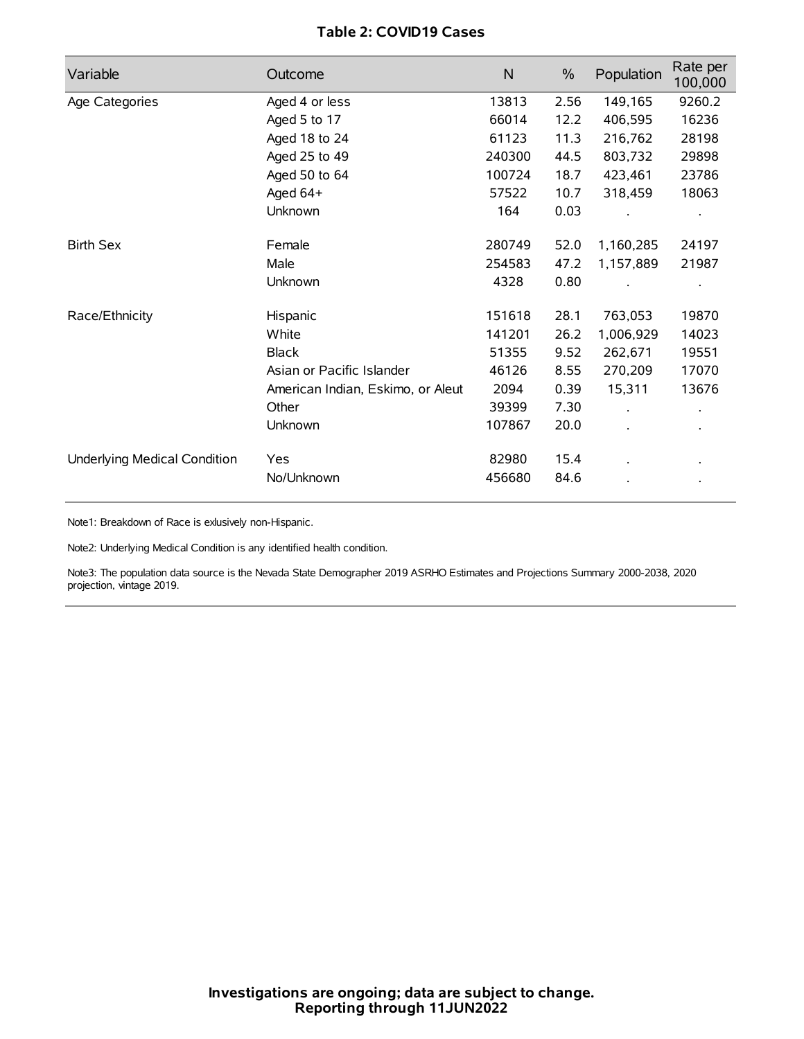**Table 2: COVID19 Cases**

| Variable | Outcome | N | % | Population | Rate per 100,000 |
|---|---|---|---|---|---|
| Age Categories | Aged 4 or less | 13813 | 2.56 | 149,165 | 9260.2 |
| | Aged 5 to 17 | 66014 | 12.2 | 406,595 | 16236 |
| | Aged 18 to 24 | 61123 | 11.3 | 216,762 | 28198 |
| | Aged 25 to 49 | 240300 | 44.5 | 803,732 | 29898 |
| | Aged 50 to 64 | 100724 | 18.7 | 423,461 | 23786 |
| | Aged 64+ | 57522 | 10.7 | 318,459 | 18063 |
| | Unknown | 164 | 0.03 | . | . |
| Birth Sex | Female | 280749 | 52.0 | 1,160,285 | 24197 |
| | Male | 254583 | 47.2 | 1,157,889 | 21987 |
| | Unknown | 4328 | 0.80 | . | . |
| Race/Ethnicity | Hispanic | 151618 | 28.1 | 763,053 | 19870 |
| | White | 141201 | 26.2 | 1,006,929 | 14023 |
| | Black | 51355 | 9.52 | 262,671 | 19551 |
| | Asian or Pacific Islander | 46126 | 8.55 | 270,209 | 17070 |
| | American Indian, Eskimo, or Aleut | 2094 | 0.39 | 15,311 | 13676 |
| | Other | 39399 | 7.30 | . | . |
| | Unknown | 107867 | 20.0 | . | . |
| Underlying Medical Condition | Yes | 82980 | 15.4 | . | . |
| | No/Unknown | 456680 | 84.6 | . | . |

Note1: Breakdown of Race is exlusively non-Hispanic.

Note2: Underlying Medical Condition is any identified health condition.

Note3: The population data source is the Nevada State Demographer 2019 ASRHO Estimates and Projections Summary 2000-2038, 2020 projection, vintage 2019.

**Investigations are ongoing; data are subject to change.**
**Reporting through 11JUN2022**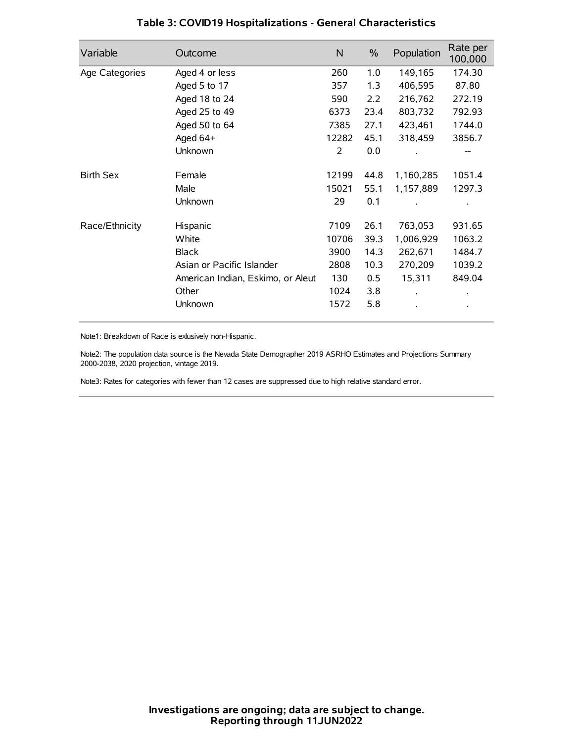### Table 3: COVID19 Hospitalizations - General Characteristics

| Variable | Outcome | N | % | Population | Rate per 100,000 |
|---|---|---|---|---|---|
| Age Categories | Aged 4 or less | 260 | 1.0 | 149,165 | 174.30 |
| | Aged 5 to 17 | 357 | 1.3 | 406,595 | 87.80 |
| | Aged 18 to 24 | 590 | 2.2 | 216,762 | 272.19 |
| | Aged 25 to 49 | 6373 | 23.4 | 803,732 | 792.93 |
| | Aged 50 to 64 | 7385 | 27.1 | 423,461 | 1744.0 |
| | Aged 64+ | 12282 | 45.1 | 318,459 | 3856.7 |
| | Unknown | 2 | 0.0 | . | -- |
| Birth Sex | Female | 12199 | 44.8 | 1,160,285 | 1051.4 |
| | Male | 15021 | 55.1 | 1,157,889 | 1297.3 |
| | Unknown | 29 | 0.1 | . | . |
| Race/Ethnicity | Hispanic | 7109 | 26.1 | 763,053 | 931.65 |
| | White | 10706 | 39.3 | 1,006,929 | 1063.2 |
| | Black | 3900 | 14.3 | 262,671 | 1484.7 |
| | Asian or Pacific Islander | 2808 | 10.3 | 270,209 | 1039.2 |
| | American Indian, Eskimo, or Aleut | 130 | 0.5 | 15,311 | 849.04 |
| | Other | 1024 | 3.8 | . | . |
| | Unknown | 1572 | 5.8 | . | . |

Note1: Breakdown of Race is exlusively non-Hispanic.

Note2: The population data source is the Nevada State Demographer 2019 ASRHO Estimates and Projections Summary 2000-2038, 2020 projection, vintage 2019.

Note3: Rates for categories with fewer than 12 cases are suppressed due to high relative standard error.

**Investigations are ongoing; data are subject to change.**
**Reporting through 11JUN2022**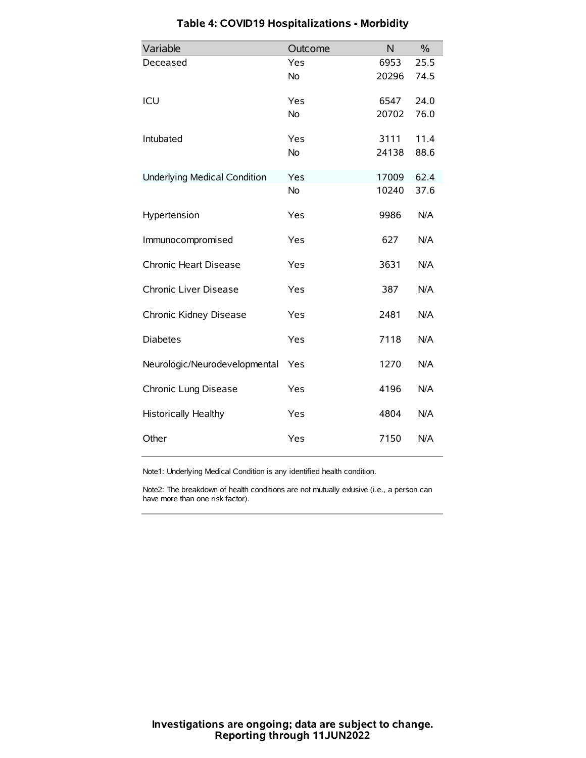# Table 4: COVID19 Hospitalizations - Morbidity

| Variable | Outcome | N | % |
|---|---|---|---|
| Deceased | Yes | 6953 | 25.5 |
| | No | 20296 | 74.5 |
| ICU | Yes | 6547 | 24.0 |
| | No | 20702 | 76.0 |
| Intubated | Yes | 3111 | 11.4 |
| | No | 24138 | 88.6 |
| Underlying Medical Condition | Yes | 17009 | 62.4 |
| | No | 10240 | 37.6 |
| Hypertension | Yes | 9986 | N/A |
| Immunocompromised | Yes | 627 | N/A |
| Chronic Heart Disease | Yes | 3631 | N/A |
| Chronic Liver Disease | Yes | 387 | N/A |
| Chronic Kidney Disease | Yes | 2481 | N/A |
| Diabetes | Yes | 7118 | N/A |
| Neurologic/Neurodevelopmental | Yes | 1270 | N/A |
| Chronic Lung Disease | Yes | 4196 | N/A |
| Historically Healthy | Yes | 4804 | N/A |
| Other | Yes | 7150 | N/A |

Note1: Underlying Medical Condition is any identified health condition.

Note2: The breakdown of health conditions are not mutually exlusive (i.e., a person can have more than one risk factor).

**Investigations are ongoing; data are subject to change.**
**Reporting through 11JUN2022**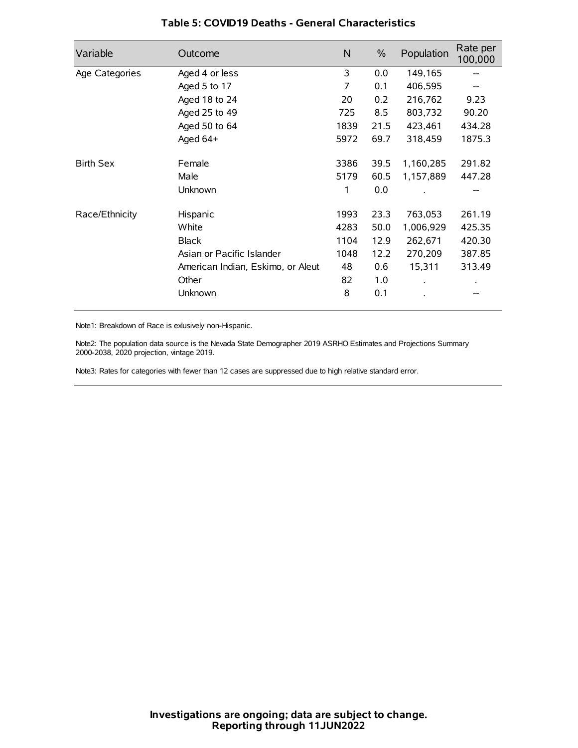### Table 5: COVID19 Deaths - General Characteristics

| Variable | Outcome | N | % | Population | Rate per 100,000 |
|---|---|---|---|---|---|
| Age Categories | Aged 4 or less | 3 | 0.0 | 149,165 | -- |
| | Aged 5 to 17 | 7 | 0.1 | 406,595 | -- |
| | Aged 18 to 24 | 20 | 0.2 | 216,762 | 9.23 |
| | Aged 25 to 49 | 725 | 8.5 | 803,732 | 90.20 |
| | Aged 50 to 64 | 1839 | 21.5 | 423,461 | 434.28 |
| | Aged 64+ | 5972 | 69.7 | 318,459 | 1875.3 |
| Birth Sex | Female | 3386 | 39.5 | 1,160,285 | 291.82 |
| | Male | 5179 | 60.5 | 1,157,889 | 447.28 |
| | Unknown | 1 | 0.0 | . | -- |
| Race/Ethnicity | Hispanic | 1993 | 23.3 | 763,053 | 261.19 |
| | White | 4283 | 50.0 | 1,006,929 | 425.35 |
| | Black | 1104 | 12.9 | 262,671 | 420.30 |
| | Asian or Pacific Islander | 1048 | 12.2 | 270,209 | 387.85 |
| | American Indian, Eskimo, or Aleut | 48 | 0.6 | 15,311 | 313.49 |
| | Other | 82 | 1.0 | . | . |
| | Unknown | 8 | 0.1 | . | -- |

Note1: Breakdown of Race is exlusively non-Hispanic.

Note2: The population data source is the Nevada State Demographer 2019 ASRHO Estimates and Projections Summary 2000-2038, 2020 projection, vintage 2019.

Note3: Rates for categories with fewer than 12 cases are suppressed due to high relative standard error.

**Investigations are ongoing; data are subject to change.**
**Reporting through 11JUN2022**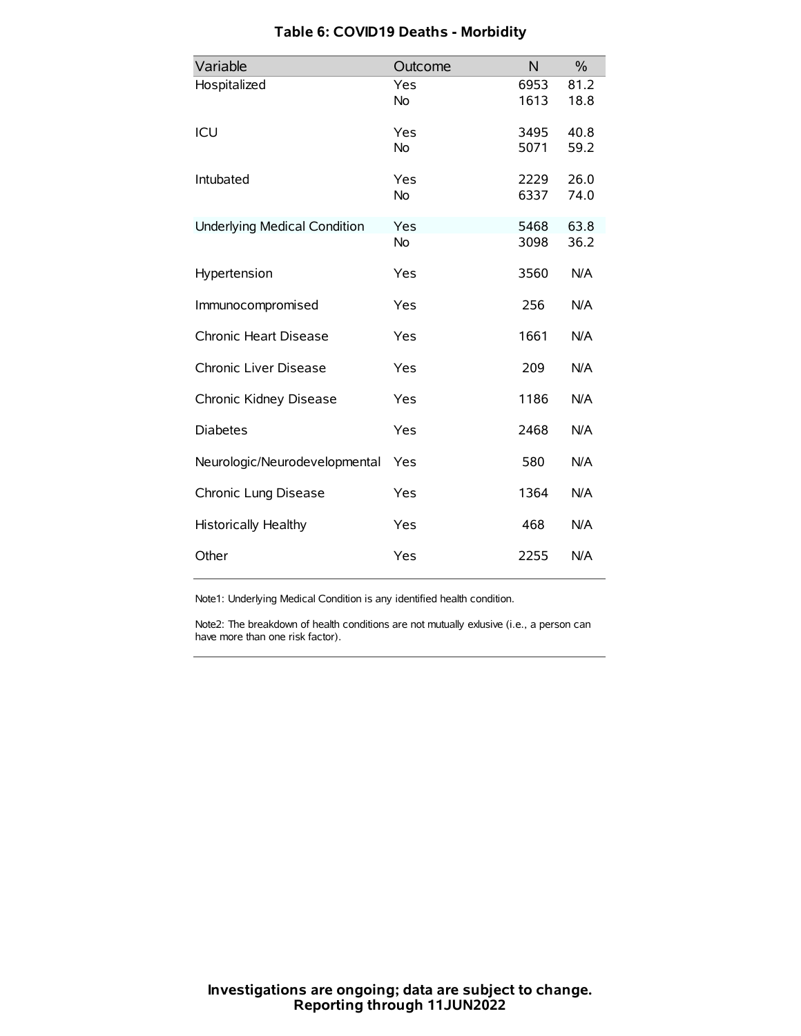# Table 6: COVID19 Deaths - Morbidity

| Variable | Outcome | N | % |
|---|---|---|---|
| Hospitalized | Yes | 6953 | 81.2 |
| | No | 1613 | 18.8 |
| ICU | Yes | 3495 | 40.8 |
| | No | 5071 | 59.2 |
| Intubated | Yes | 2229 | 26.0 |
| | No | 6337 | 74.0 |
| Underlying Medical Condition | Yes | 5468 | 63.8 |
| | No | 3098 | 36.2 |
| Hypertension | Yes | 3560 | N/A |
| Immunocompromised | Yes | 256 | N/A |
| Chronic Heart Disease | Yes | 1661 | N/A |
| Chronic Liver Disease | Yes | 209 | N/A |
| Chronic Kidney Disease | Yes | 1186 | N/A |
| Diabetes | Yes | 2468 | N/A |
| Neurologic/Neurodevelopmental | Yes | 580 | N/A |
| Chronic Lung Disease | Yes | 1364 | N/A |
| Historically Healthy | Yes | 468 | N/A |
| Other | Yes | 2255 | N/A |

Note1: Underlying Medical Condition is any identified health condition.

Note2: The breakdown of health conditions are not mutually exlusive (i.e., a person can have more than one risk factor).

**Investigations are ongoing; data are subject to change.**
**Reporting through 11JUN2022**